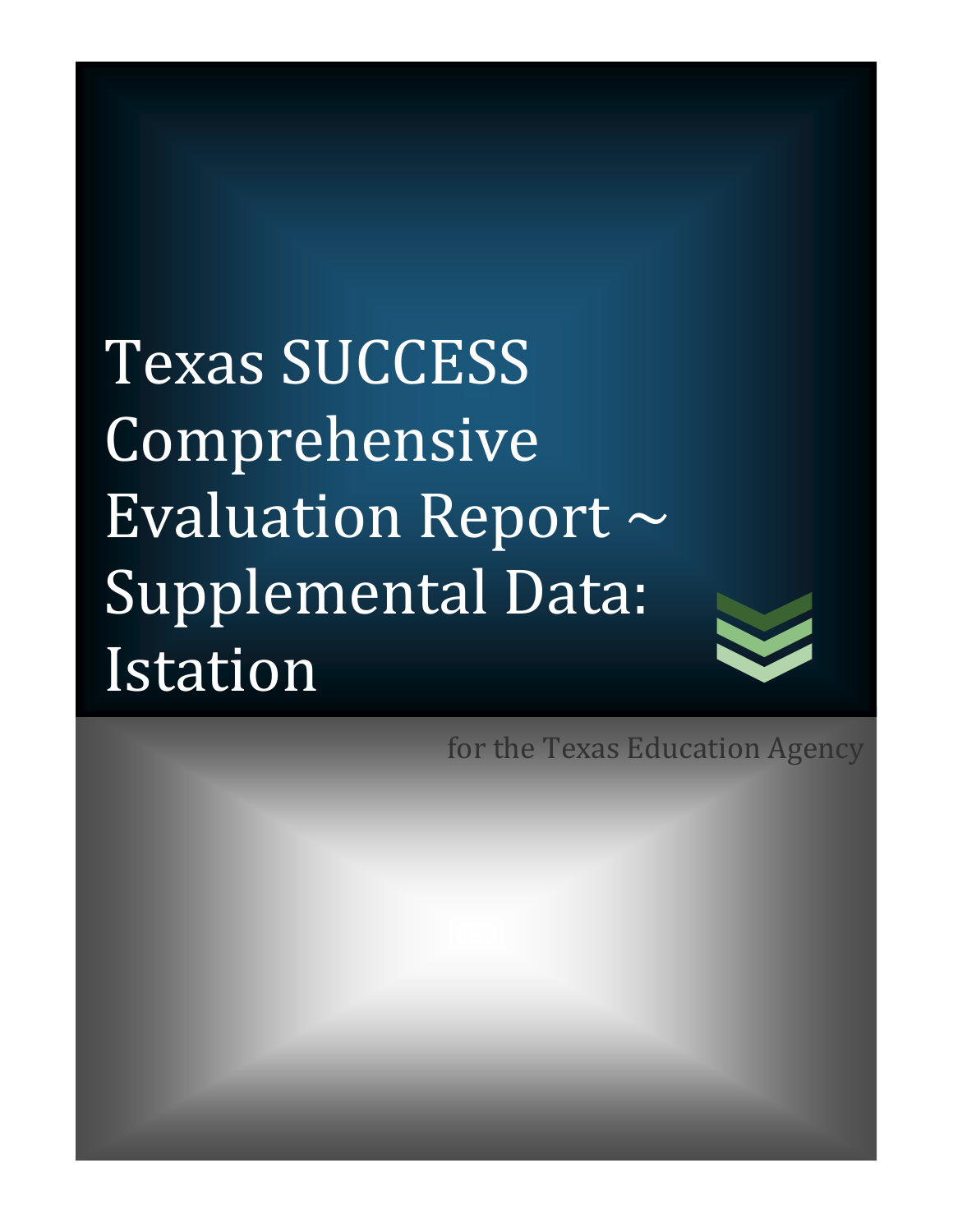# Texas SUCCESS Comprehensive Evaluation Report ~ Supplemental Data: Istation

for the Texas Education Agency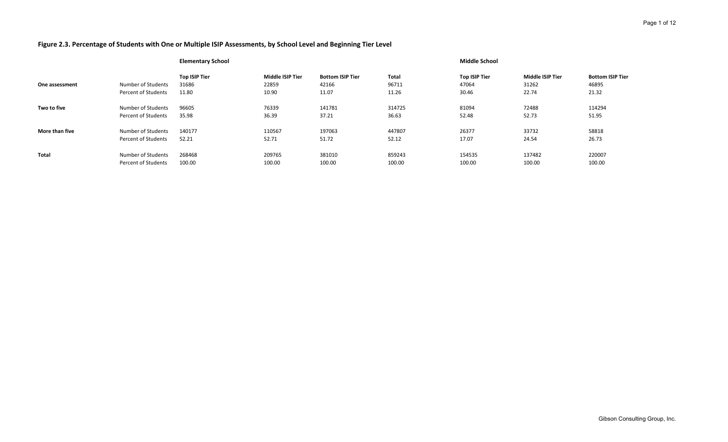## Figure 2.3. Percentage of Students with One or Multiple ISIP Assessments, by School Level and Beginning Tier Level

| | | Elementary School | | | | Middle School | | |
|---|---|---|---|---|---|---|---|---|
| | | Top ISIP Tier | Middle ISIP Tier | Bottom ISIP Tier | Total | Top ISIP Tier | Middle ISIP Tier | Bottom ISIP Tier |
| **One assessment** | Number of Students | 31686 | 22859 | 42166 | 96711 | 47064 | 31262 | 46895 |
| | Percent of Students | 11.80 | 10.90 | 11.07 | 11.26 | 30.46 | 22.74 | 21.32 |
| **Two to five** | Number of Students | 96605 | 76339 | 141781 | 314725 | 81094 | 72488 | 114294 |
| | Percent of Students | 35.98 | 36.39 | 37.21 | 36.63 | 52.48 | 52.73 | 51.95 |
| **More than five** | Number of Students | 140177 | 110567 | 197063 | 447807 | 26377 | 33732 | 58818 |
| | Percent of Students | 52.21 | 52.71 | 51.72 | 52.12 | 17.07 | 24.54 | 26.73 |
| **Total** | Number of Students | 268468 | 209765 | 381010 | 859243 | 154535 | 137482 | 220007 |
| | Percent of Students | 100.00 | 100.00 | 100.00 | 100.00 | 100.00 | 100.00 | 100.00 |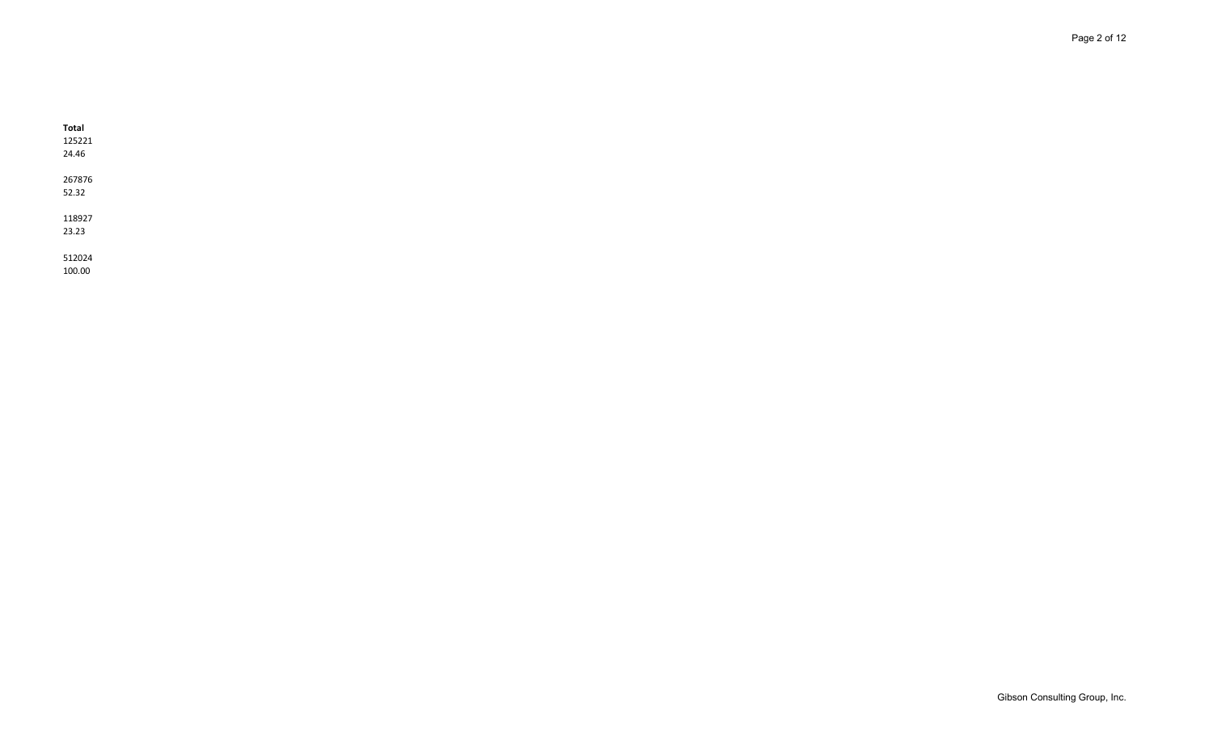| Total |
| --- |
| 125221 |
| 24.46 |
| |
| 267876 |
| 52.32 |
| |
| 118927 |
| 23.23 |
| |
| 512024 |
| 100.00 |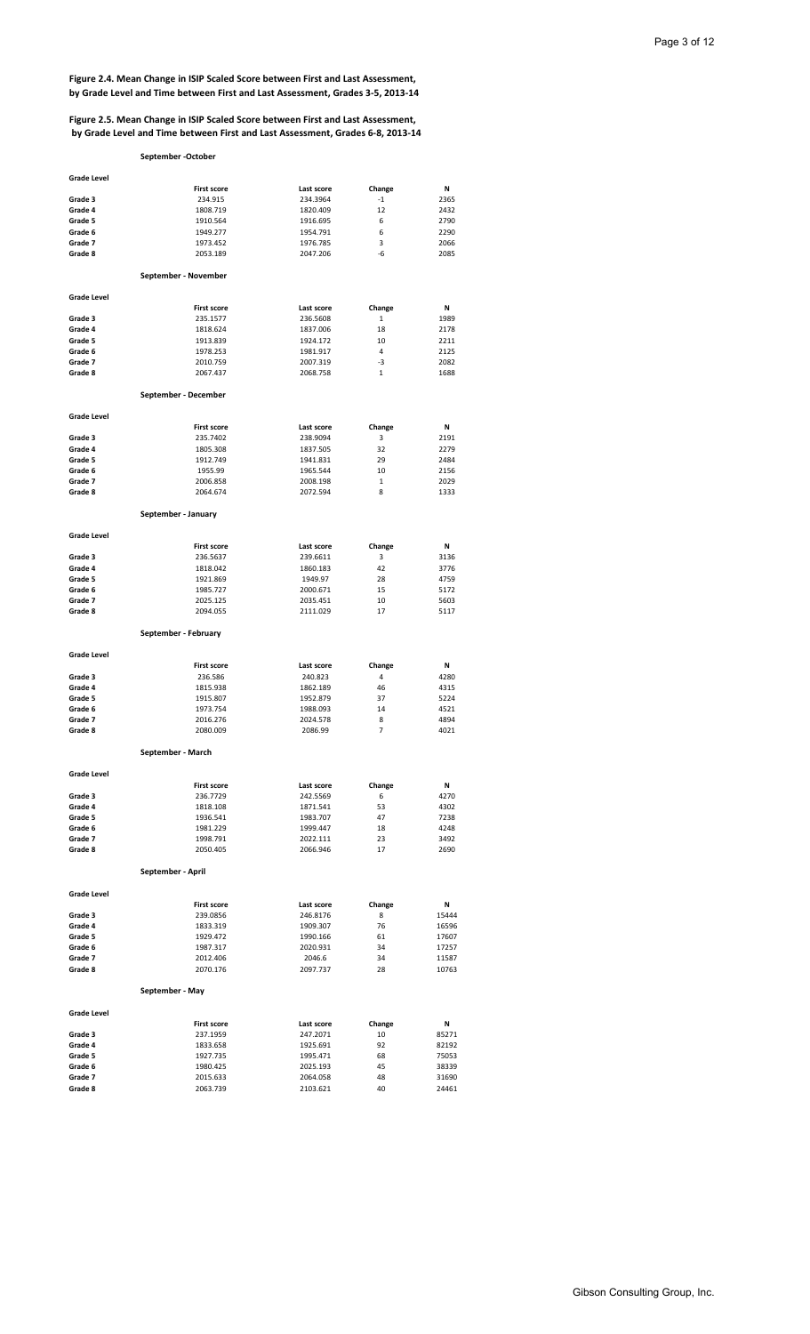**Figure 2.4. Mean Change in ISIP Scaled Score between First and Last Assessment, by Grade Level and Time between First and Last Assessment, Grades 3-5, 2013-14**

**Figure 2.5. Mean Change in ISIP Scaled Score between First and Last Assessment, by Grade Level and Time between First and Last Assessment, Grades 6-8, 2013-14**

**September -October**

| Grade Level | First score | Last score | Change | N |
|---|---|---|---|---|
| Grade 3 | 234.915 | 234.3964 | -1 | 2365 |
| Grade 4 | 1808.719 | 1820.409 | 12 | 2432 |
| Grade 5 | 1910.564 | 1916.695 | 6 | 2790 |
| Grade 6 | 1949.277 | 1954.791 | 6 | 2290 |
| Grade 7 | 1973.452 | 1976.785 | 3 | 2066 |
| Grade 8 | 2053.189 | 2047.206 | -6 | 2085 |

**September - November**

| Grade Level | First score | Last score | Change | N |
|---|---|---|---|---|
| Grade 3 | 235.1577 | 236.5608 | 1 | 1989 |
| Grade 4 | 1818.624 | 1837.006 | 18 | 2178 |
| Grade 5 | 1913.839 | 1924.172 | 10 | 2211 |
| Grade 6 | 1978.253 | 1981.917 | 4 | 2125 |
| Grade 7 | 2010.759 | 2007.319 | -3 | 2082 |
| Grade 8 | 2067.437 | 2068.758 | 1 | 1688 |

**September - December**

| Grade Level | First score | Last score | Change | N |
|---|---|---|---|---|
| Grade 3 | 235.7402 | 238.9094 | 3 | 2191 |
| Grade 4 | 1805.308 | 1837.505 | 32 | 2279 |
| Grade 5 | 1912.749 | 1941.831 | 29 | 2484 |
| Grade 6 | 1955.99 | 1965.544 | 10 | 2156 |
| Grade 7 | 2006.858 | 2008.198 | 1 | 2029 |
| Grade 8 | 2064.674 | 2072.594 | 8 | 1333 |

**September - January**

| Grade Level | First score | Last score | Change | N |
|---|---|---|---|---|
| Grade 3 | 236.5637 | 239.6611 | 3 | 3136 |
| Grade 4 | 1818.042 | 1860.183 | 42 | 3776 |
| Grade 5 | 1921.869 | 1949.97 | 28 | 4759 |
| Grade 6 | 1985.727 | 2000.671 | 15 | 5172 |
| Grade 7 | 2025.125 | 2035.451 | 10 | 5603 |
| Grade 8 | 2094.055 | 2111.029 | 17 | 5117 |

**September - February**

| Grade Level | First score | Last score | Change | N |
|---|---|---|---|---|
| Grade 3 | 236.586 | 240.823 | 4 | 4280 |
| Grade 4 | 1815.938 | 1862.189 | 46 | 4315 |
| Grade 5 | 1915.807 | 1952.879 | 37 | 5224 |
| Grade 6 | 1973.754 | 1988.093 | 14 | 4521 |
| Grade 7 | 2016.276 | 2024.578 | 8 | 4894 |
| Grade 8 | 2080.009 | 2086.99 | 7 | 4021 |

**September - March**

| Grade Level | First score | Last score | Change | N |
|---|---|---|---|---|
| Grade 3 | 236.7729 | 242.5569 | 6 | 4270 |
| Grade 4 | 1818.108 | 1871.541 | 53 | 4302 |
| Grade 5 | 1936.541 | 1983.707 | 47 | 7238 |
| Grade 6 | 1981.229 | 1999.447 | 18 | 4248 |
| Grade 7 | 1998.791 | 2022.111 | 23 | 3492 |
| Grade 8 | 2050.405 | 2066.946 | 17 | 2690 |

**September - April**

| Grade Level | First score | Last score | Change | N |
|---|---|---|---|---|
| Grade 3 | 239.0856 | 246.8176 | 8 | 15444 |
| Grade 4 | 1833.319 | 1909.307 | 76 | 16596 |
| Grade 5 | 1929.472 | 1990.166 | 61 | 17607 |
| Grade 6 | 1987.317 | 2020.931 | 34 | 17257 |
| Grade 7 | 2012.406 | 2046.6 | 34 | 11587 |
| Grade 8 | 2070.176 | 2097.737 | 28 | 10763 |

**September - May**

| Grade Level | First score | Last score | Change | N |
|---|---|---|---|---|
| Grade 3 | 237.1959 | 247.2071 | 10 | 85271 |
| Grade 4 | 1833.658 | 1925.691 | 92 | 82192 |
| Grade 5 | 1927.735 | 1995.471 | 68 | 75053 |
| Grade 6 | 1980.425 | 2025.193 | 45 | 38339 |
| Grade 7 | 2015.633 | 2064.058 | 48 | 31690 |
| Grade 8 | 2063.739 | 2103.621 | 40 | 24461 |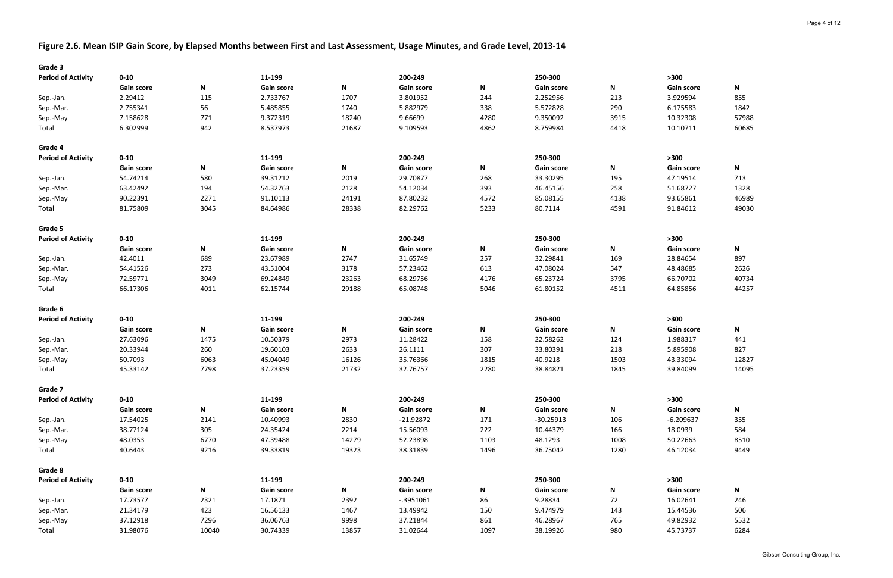## Figure 2.6. Mean ISIP Gain Score, by Elapsed Months between First and Last Assessment, Usage Minutes, and Grade Level, 2013-14

**Grade 3**

| Period of Activity | 0-10 | | 11-199 | | 200-249 | | 250-300 | | >300 | |
|---|---|---|---|---|---|---|---|---|---|---|
| | Gain score | N | Gain score | N | Gain score | N | Gain score | N | Gain score | N |
| Sep.-Jan. | 2.29412 | 115 | 2.733767 | 1707 | 3.801952 | 244 | 2.252956 | 213 | 3.929594 | 855 |
| Sep.-Mar. | 2.755341 | 56 | 5.485855 | 1740 | 5.882979 | 338 | 5.572828 | 290 | 6.175583 | 1842 |
| Sep.-May | 7.158628 | 771 | 9.372319 | 18240 | 9.66699 | 4280 | 9.350092 | 3915 | 10.32308 | 57988 |
| Total | 6.302999 | 942 | 8.537973 | 21687 | 9.109593 | 4862 | 8.759984 | 4418 | 10.10711 | 60685 |

**Grade 4**

| Period of Activity | 0-10 | | 11-199 | | 200-249 | | 250-300 | | >300 | |
|---|---|---|---|---|---|---|---|---|---|---|
| | Gain score | N | Gain score | N | Gain score | N | Gain score | N | Gain score | N |
| Sep.-Jan. | 54.74214 | 580 | 39.31212 | 2019 | 29.70877 | 268 | 33.30295 | 195 | 47.19514 | 713 |
| Sep.-Mar. | 63.42492 | 194 | 54.32763 | 2128 | 54.12034 | 393 | 46.45156 | 258 | 51.68727 | 1328 |
| Sep.-May | 90.22391 | 2271 | 91.10113 | 24191 | 87.80232 | 4572 | 85.08155 | 4138 | 93.65861 | 46989 |
| Total | 81.75809 | 3045 | 84.64986 | 28338 | 82.29762 | 5233 | 80.7114 | 4591 | 91.84612 | 49030 |

**Grade 5**

| Period of Activity | 0-10 | | 11-199 | | 200-249 | | 250-300 | | >300 | |
|---|---|---|---|---|---|---|---|---|---|---|
| | Gain score | N | Gain score | N | Gain score | N | Gain score | N | Gain score | N |
| Sep.-Jan. | 42.4011 | 689 | 23.67989 | 2747 | 31.65749 | 257 | 32.29841 | 169 | 28.84654 | 897 |
| Sep.-Mar. | 54.41526 | 273 | 43.51004 | 3178 | 57.23462 | 613 | 47.08024 | 547 | 48.48685 | 2626 |
| Sep.-May | 72.59771 | 3049 | 69.24849 | 23263 | 68.29756 | 4176 | 65.23724 | 3795 | 66.70702 | 40734 |
| Total | 66.17306 | 4011 | 62.15744 | 29188 | 65.08748 | 5046 | 61.80152 | 4511 | 64.85856 | 44257 |

**Grade 6**

| Period of Activity | 0-10 | | 11-199 | | 200-249 | | 250-300 | | >300 | |
|---|---|---|---|---|---|---|---|---|---|---|
| | Gain score | N | Gain score | N | Gain score | N | Gain score | N | Gain score | N |
| Sep.-Jan. | 27.63096 | 1475 | 10.50379 | 2973 | 11.28422 | 158 | 22.58262 | 124 | 1.988317 | 441 |
| Sep.-Mar. | 20.33944 | 260 | 19.60103 | 2633 | 26.1111 | 307 | 33.80391 | 218 | 5.895908 | 827 |
| Sep.-May | 50.7093 | 6063 | 45.04049 | 16126 | 35.76366 | 1815 | 40.9218 | 1503 | 43.33094 | 12827 |
| Total | 45.33142 | 7798 | 37.23359 | 21732 | 32.76757 | 2280 | 38.84821 | 1845 | 39.84099 | 14095 |

**Grade 7**

| Period of Activity | 0-10 | | 11-199 | | 200-249 | | 250-300 | | >300 | |
|---|---|---|---|---|---|---|---|---|---|---|
| | Gain score | N | Gain score | N | Gain score | N | Gain score | N | Gain score | N |
| Sep.-Jan. | 17.54025 | 2141 | 10.40993 | 2830 | -21.92872 | 171 | -30.25913 | 106 | -6.209637 | 355 |
| Sep.-Mar. | 38.77124 | 305 | 24.35424 | 2214 | 15.56093 | 222 | 10.44379 | 166 | 18.0939 | 584 |
| Sep.-May | 48.0353 | 6770 | 47.39488 | 14279 | 52.23898 | 1103 | 48.1293 | 1008 | 50.22663 | 8510 |
| Total | 40.6443 | 9216 | 39.33819 | 19323 | 38.31839 | 1496 | 36.75042 | 1280 | 46.12034 | 9449 |

**Grade 8**

| Period of Activity | 0-10 | | 11-199 | | 200-249 | | 250-300 | | >300 | |
|---|---|---|---|---|---|---|---|---|---|---|
| | Gain score | N | Gain score | N | Gain score | N | Gain score | N | Gain score | N |
| Sep.-Jan. | 17.73577 | 2321 | 17.1871 | 2392 | -.3951061 | 86 | 9.28834 | 72 | 16.02641 | 246 |
| Sep.-Mar. | 21.34179 | 423 | 16.56133 | 1467 | 13.49942 | 150 | 9.474979 | 143 | 15.44536 | 506 |
| Sep.-May | 37.12918 | 7296 | 36.06763 | 9998 | 37.21844 | 861 | 46.28967 | 765 | 49.82932 | 5532 |
| Total | 31.98076 | 10040 | 30.74339 | 13857 | 31.02644 | 1097 | 38.19926 | 980 | 45.73737 | 6284 |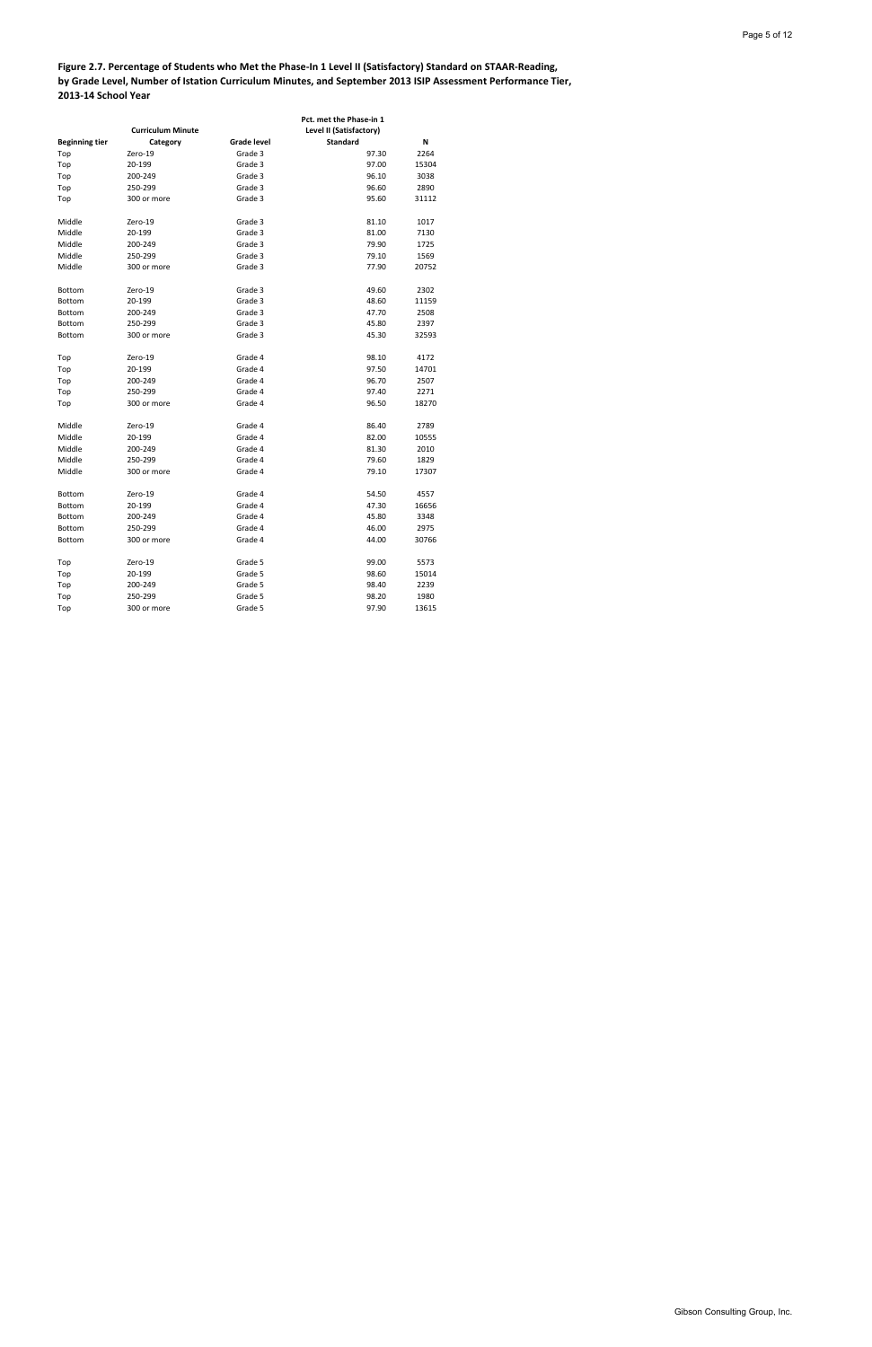**Figure 2.7. Percentage of Students who Met the Phase-In 1 Level II (Satisfactory) Standard on STAAR-Reading, by Grade Level, Number of Istation Curriculum Minutes, and September 2013 ISIP Assessment Performance Tier, 2013-14 School Year**

| Beginning tier | Curriculum Minute Category | Grade level | Pct. met the Phase-in 1 Level II (Satisfactory) Standard | N |
|---|---|---|---|---|
| Top | Zero-19 | Grade 3 | 97.30 | 2264 |
| Top | 20-199 | Grade 3 | 97.00 | 15304 |
| Top | 200-249 | Grade 3 | 96.10 | 3038 |
| Top | 250-299 | Grade 3 | 96.60 | 2890 |
| Top | 300 or more | Grade 3 | 95.60 | 31112 |
| Middle | Zero-19 | Grade 3 | 81.10 | 1017 |
| Middle | 20-199 | Grade 3 | 81.00 | 7130 |
| Middle | 200-249 | Grade 3 | 79.90 | 1725 |
| Middle | 250-299 | Grade 3 | 79.10 | 1569 |
| Middle | 300 or more | Grade 3 | 77.90 | 20752 |
| Bottom | Zero-19 | Grade 3 | 49.60 | 2302 |
| Bottom | 20-199 | Grade 3 | 48.60 | 11159 |
| Bottom | 200-249 | Grade 3 | 47.70 | 2508 |
| Bottom | 250-299 | Grade 3 | 45.80 | 2397 |
| Bottom | 300 or more | Grade 3 | 45.30 | 32593 |
| Top | Zero-19 | Grade 4 | 98.10 | 4172 |
| Top | 20-199 | Grade 4 | 97.50 | 14701 |
| Top | 200-249 | Grade 4 | 96.70 | 2507 |
| Top | 250-299 | Grade 4 | 97.40 | 2271 |
| Top | 300 or more | Grade 4 | 96.50 | 18270 |
| Middle | Zero-19 | Grade 4 | 86.40 | 2789 |
| Middle | 20-199 | Grade 4 | 82.00 | 10555 |
| Middle | 200-249 | Grade 4 | 81.30 | 2010 |
| Middle | 250-299 | Grade 4 | 79.60 | 1829 |
| Middle | 300 or more | Grade 4 | 79.10 | 17307 |
| Bottom | Zero-19 | Grade 4 | 54.50 | 4557 |
| Bottom | 20-199 | Grade 4 | 47.30 | 16656 |
| Bottom | 200-249 | Grade 4 | 45.80 | 3348 |
| Bottom | 250-299 | Grade 4 | 46.00 | 2975 |
| Bottom | 300 or more | Grade 4 | 44.00 | 30766 |
| Top | Zero-19 | Grade 5 | 99.00 | 5573 |
| Top | 20-199 | Grade 5 | 98.60 | 15014 |
| Top | 200-249 | Grade 5 | 98.40 | 2239 |
| Top | 250-299 | Grade 5 | 98.20 | 1980 |
| Top | 300 or more | Grade 5 | 97.90 | 13615 |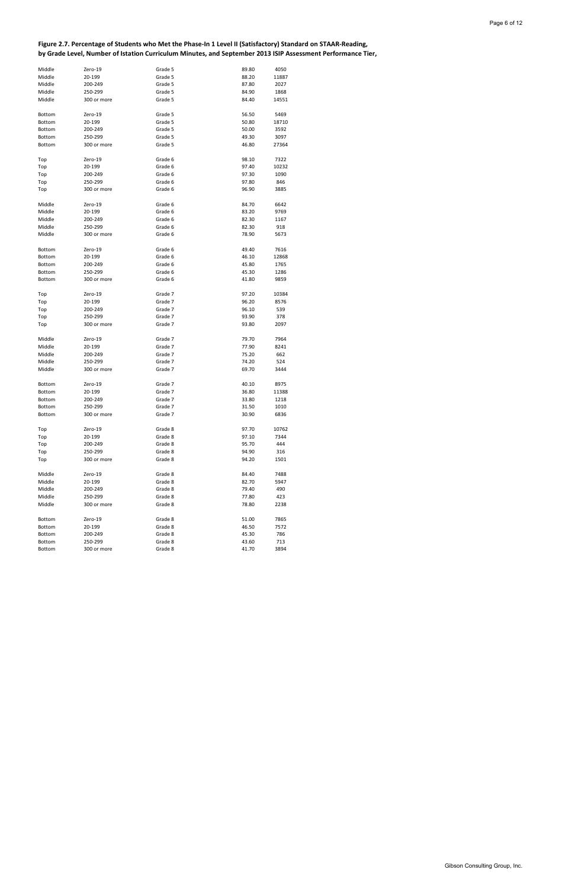**Figure 2.7. Percentage of Students who Met the Phase-In 1 Level II (Satisfactory) Standard on STAAR-Reading, by Grade Level, Number of Istation Curriculum Minutes, and September 2013 ISIP Assessment Performance Tier,**

| | | | | |
|---|---|---|---|---|
| Middle | Zero-19 | Grade 5 | 89.80 | 4050 |
| Middle | 20-199 | Grade 5 | 88.20 | 11887 |
| Middle | 200-249 | Grade 5 | 87.80 | 2027 |
| Middle | 250-299 | Grade 5 | 84.90 | 1868 |
| Middle | 300 or more | Grade 5 | 84.40 | 14551 |
| | | | | |
| Bottom | Zero-19 | Grade 5 | 56.50 | 5469 |
| Bottom | 20-199 | Grade 5 | 50.80 | 18710 |
| Bottom | 200-249 | Grade 5 | 50.00 | 3592 |
| Bottom | 250-299 | Grade 5 | 49.30 | 3097 |
| Bottom | 300 or more | Grade 5 | 46.80 | 27364 |
| | | | | |
| Top | Zero-19 | Grade 6 | 98.10 | 7322 |
| Top | 20-199 | Grade 6 | 97.40 | 10232 |
| Top | 200-249 | Grade 6 | 97.30 | 1090 |
| Top | 250-299 | Grade 6 | 97.80 | 846 |
| Top | 300 or more | Grade 6 | 96.90 | 3885 |
| | | | | |
| Middle | Zero-19 | Grade 6 | 84.70 | 6642 |
| Middle | 20-199 | Grade 6 | 83.20 | 9769 |
| Middle | 200-249 | Grade 6 | 82.30 | 1167 |
| Middle | 250-299 | Grade 6 | 82.30 | 918 |
| Middle | 300 or more | Grade 6 | 78.90 | 5673 |
| | | | | |
| Bottom | Zero-19 | Grade 6 | 49.40 | 7616 |
| Bottom | 20-199 | Grade 6 | 46.10 | 12868 |
| Bottom | 200-249 | Grade 6 | 45.80 | 1765 |
| Bottom | 250-299 | Grade 6 | 45.30 | 1286 |
| Bottom | 300 or more | Grade 6 | 41.80 | 9859 |
| | | | | |
| Top | Zero-19 | Grade 7 | 97.20 | 10384 |
| Top | 20-199 | Grade 7 | 96.20 | 8576 |
| Top | 200-249 | Grade 7 | 96.10 | 539 |
| Top | 250-299 | Grade 7 | 93.90 | 378 |
| Top | 300 or more | Grade 7 | 93.80 | 2097 |
| | | | | |
| Middle | Zero-19 | Grade 7 | 79.70 | 7964 |
| Middle | 20-199 | Grade 7 | 77.90 | 8241 |
| Middle | 200-249 | Grade 7 | 75.20 | 662 |
| Middle | 250-299 | Grade 7 | 74.20 | 524 |
| Middle | 300 or more | Grade 7 | 69.70 | 3444 |
| | | | | |
| Bottom | Zero-19 | Grade 7 | 40.10 | 8975 |
| Bottom | 20-199 | Grade 7 | 36.80 | 11388 |
| Bottom | 200-249 | Grade 7 | 33.80 | 1218 |
| Bottom | 250-299 | Grade 7 | 31.50 | 1010 |
| Bottom | 300 or more | Grade 7 | 30.90 | 6836 |
| | | | | |
| Top | Zero-19 | Grade 8 | 97.70 | 10762 |
| Top | 20-199 | Grade 8 | 97.10 | 7344 |
| Top | 200-249 | Grade 8 | 95.70 | 444 |
| Top | 250-299 | Grade 8 | 94.90 | 316 |
| Top | 300 or more | Grade 8 | 94.20 | 1501 |
| | | | | |
| Middle | Zero-19 | Grade 8 | 84.40 | 7488 |
| Middle | 20-199 | Grade 8 | 82.70 | 5947 |
| Middle | 200-249 | Grade 8 | 79.40 | 490 |
| Middle | 250-299 | Grade 8 | 77.80 | 423 |
| Middle | 300 or more | Grade 8 | 78.80 | 2238 |
| | | | | |
| Bottom | Zero-19 | Grade 8 | 51.00 | 7865 |
| Bottom | 20-199 | Grade 8 | 46.50 | 7572 |
| Bottom | 200-249 | Grade 8 | 45.30 | 786 |
| Bottom | 250-299 | Grade 8 | 43.60 | 713 |
| Bottom | 300 or more | Grade 8 | 41.70 | 3894 |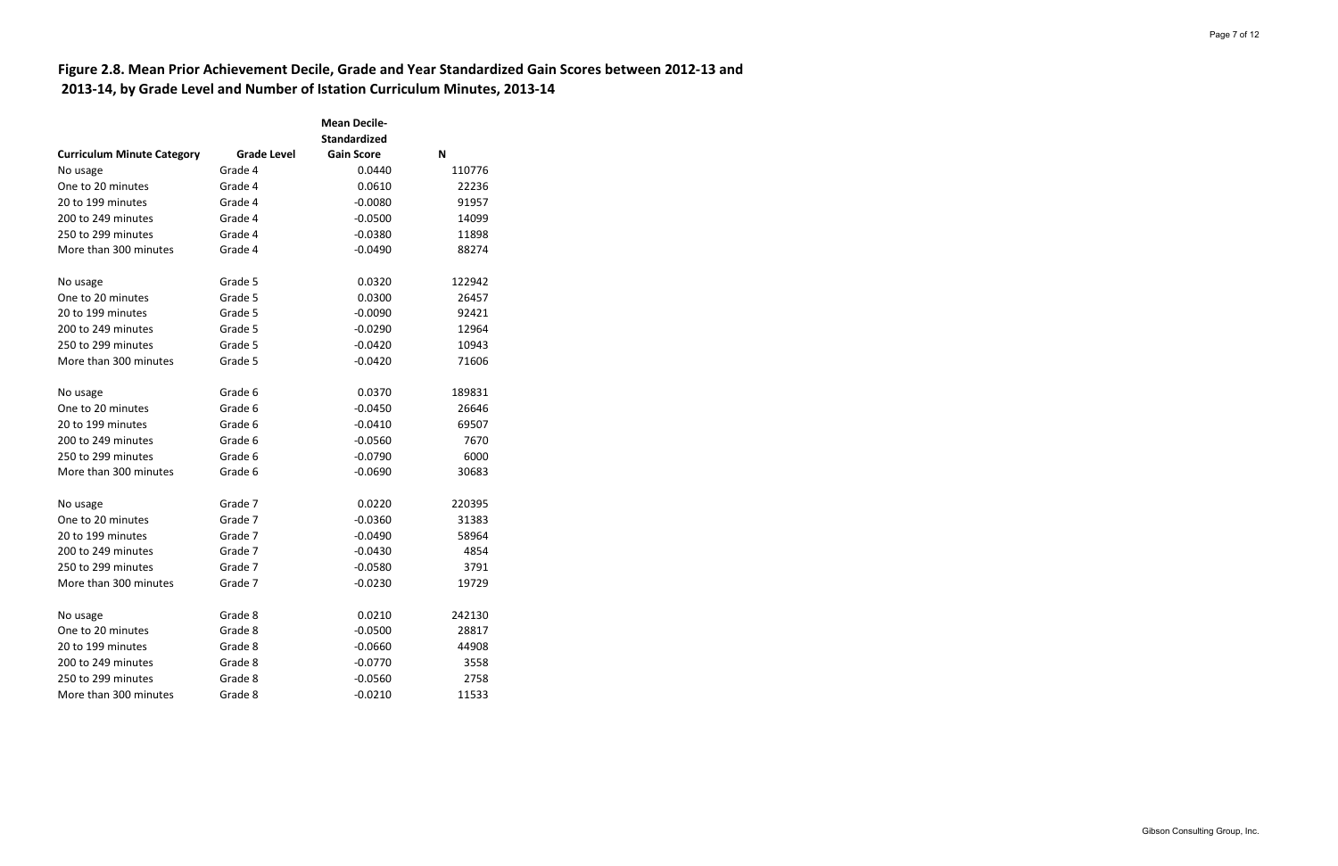## Figure 2.8. Mean Prior Achievement Decile, Grade and Year Standardized Gain Scores between 2012-13 and 2013-14, by Grade Level and Number of Istation Curriculum Minutes, 2013-14

| Curriculum Minute Category | Grade Level | Mean Decile-Standardized Gain Score | N |
|---|---|---|---|
| No usage | Grade 4 | 0.0440 | 110776 |
| One to 20 minutes | Grade 4 | 0.0610 | 22236 |
| 20 to 199 minutes | Grade 4 | -0.0080 | 91957 |
| 200 to 249 minutes | Grade 4 | -0.0500 | 14099 |
| 250 to 299 minutes | Grade 4 | -0.0380 | 11898 |
| More than 300 minutes | Grade 4 | -0.0490 | 88274 |
| | | | |
| No usage | Grade 5 | 0.0320 | 122942 |
| One to 20 minutes | Grade 5 | 0.0300 | 26457 |
| 20 to 199 minutes | Grade 5 | -0.0090 | 92421 |
| 200 to 249 minutes | Grade 5 | -0.0290 | 12964 |
| 250 to 299 minutes | Grade 5 | -0.0420 | 10943 |
| More than 300 minutes | Grade 5 | -0.0420 | 71606 |
| | | | |
| No usage | Grade 6 | 0.0370 | 189831 |
| One to 20 minutes | Grade 6 | -0.0450 | 26646 |
| 20 to 199 minutes | Grade 6 | -0.0410 | 69507 |
| 200 to 249 minutes | Grade 6 | -0.0560 | 7670 |
| 250 to 299 minutes | Grade 6 | -0.0790 | 6000 |
| More than 300 minutes | Grade 6 | -0.0690 | 30683 |
| | | | |
| No usage | Grade 7 | 0.0220 | 220395 |
| One to 20 minutes | Grade 7 | -0.0360 | 31383 |
| 20 to 199 minutes | Grade 7 | -0.0490 | 58964 |
| 200 to 249 minutes | Grade 7 | -0.0430 | 4854 |
| 250 to 299 minutes | Grade 7 | -0.0580 | 3791 |
| More than 300 minutes | Grade 7 | -0.0230 | 19729 |
| | | | |
| No usage | Grade 8 | 0.0210 | 242130 |
| One to 20 minutes | Grade 8 | -0.0500 | 28817 |
| 20 to 199 minutes | Grade 8 | -0.0660 | 44908 |
| 200 to 249 minutes | Grade 8 | -0.0770 | 3558 |
| 250 to 299 minutes | Grade 8 | -0.0560 | 2758 |
| More than 300 minutes | Grade 8 | -0.0210 | 11533 |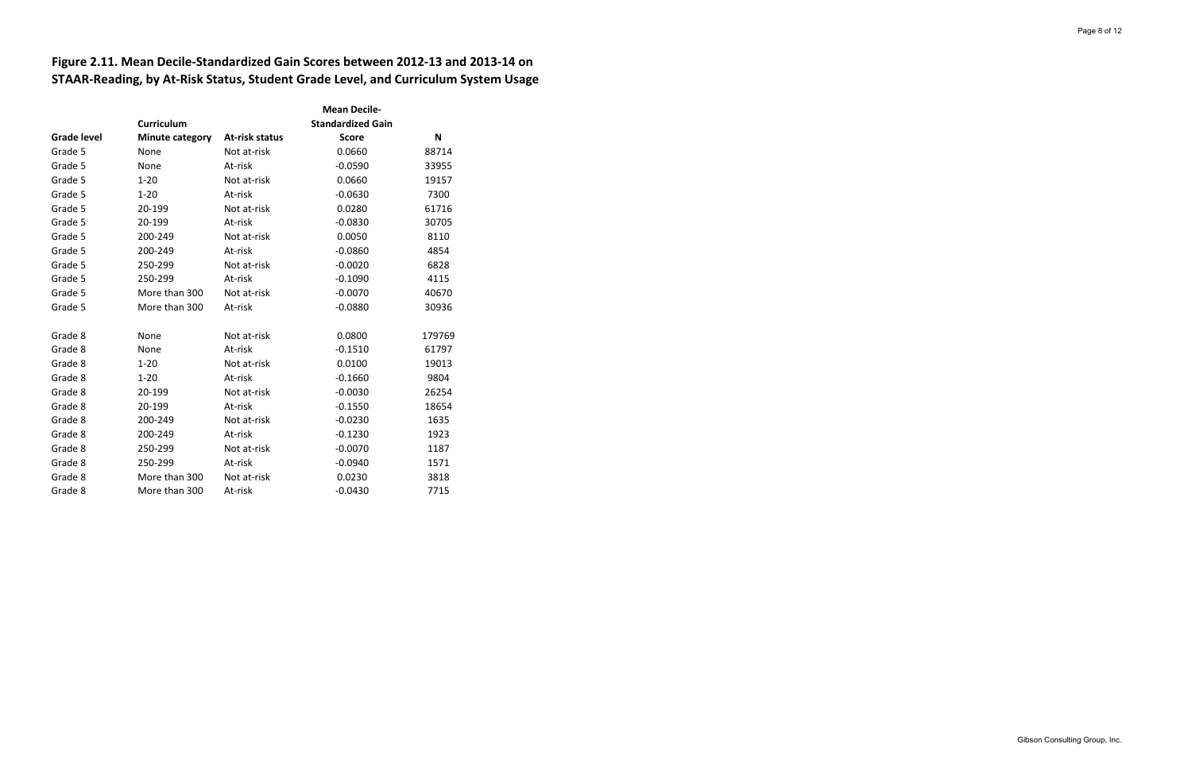**Figure 2.11. Mean Decile-Standardized Gain Scores between 2012-13 and 2013-14 on STAAR-Reading, by At-Risk Status, Student Grade Level, and Curriculum System Usage**

| Grade level | Curriculum Minute category | At-risk status | Mean Decile-Standardized Gain Score | N |
|---|---|---|---|---|
| Grade 5 | None | Not at-risk | 0.0660 | 88714 |
| Grade 5 | None | At-risk | -0.0590 | 33955 |
| Grade 5 | 1-20 | Not at-risk | 0.0660 | 19157 |
| Grade 5 | 1-20 | At-risk | -0.0630 | 7300 |
| Grade 5 | 20-199 | Not at-risk | 0.0280 | 61716 |
| Grade 5 | 20-199 | At-risk | -0.0830 | 30705 |
| Grade 5 | 200-249 | Not at-risk | 0.0050 | 8110 |
| Grade 5 | 200-249 | At-risk | -0.0860 | 4854 |
| Grade 5 | 250-299 | Not at-risk | -0.0020 | 6828 |
| Grade 5 | 250-299 | At-risk | -0.1090 | 4115 |
| Grade 5 | More than 300 | Not at-risk | -0.0070 | 40670 |
| Grade 5 | More than 300 | At-risk | -0.0880 | 30936 |
| | | | | |
| Grade 8 | None | Not at-risk | 0.0800 | 179769 |
| Grade 8 | None | At-risk | -0.1510 | 61797 |
| Grade 8 | 1-20 | Not at-risk | 0.0100 | 19013 |
| Grade 8 | 1-20 | At-risk | -0.1660 | 9804 |
| Grade 8 | 20-199 | Not at-risk | -0.0030 | 26254 |
| Grade 8 | 20-199 | At-risk | -0.1550 | 18654 |
| Grade 8 | 200-249 | Not at-risk | -0.0230 | 1635 |
| Grade 8 | 200-249 | At-risk | -0.1230 | 1923 |
| Grade 8 | 250-299 | Not at-risk | -0.0070 | 1187 |
| Grade 8 | 250-299 | At-risk | -0.0940 | 1571 |
| Grade 8 | More than 300 | Not at-risk | 0.0230 | 3818 |
| Grade 8 | More than 300 | At-risk | -0.0430 | 7715 |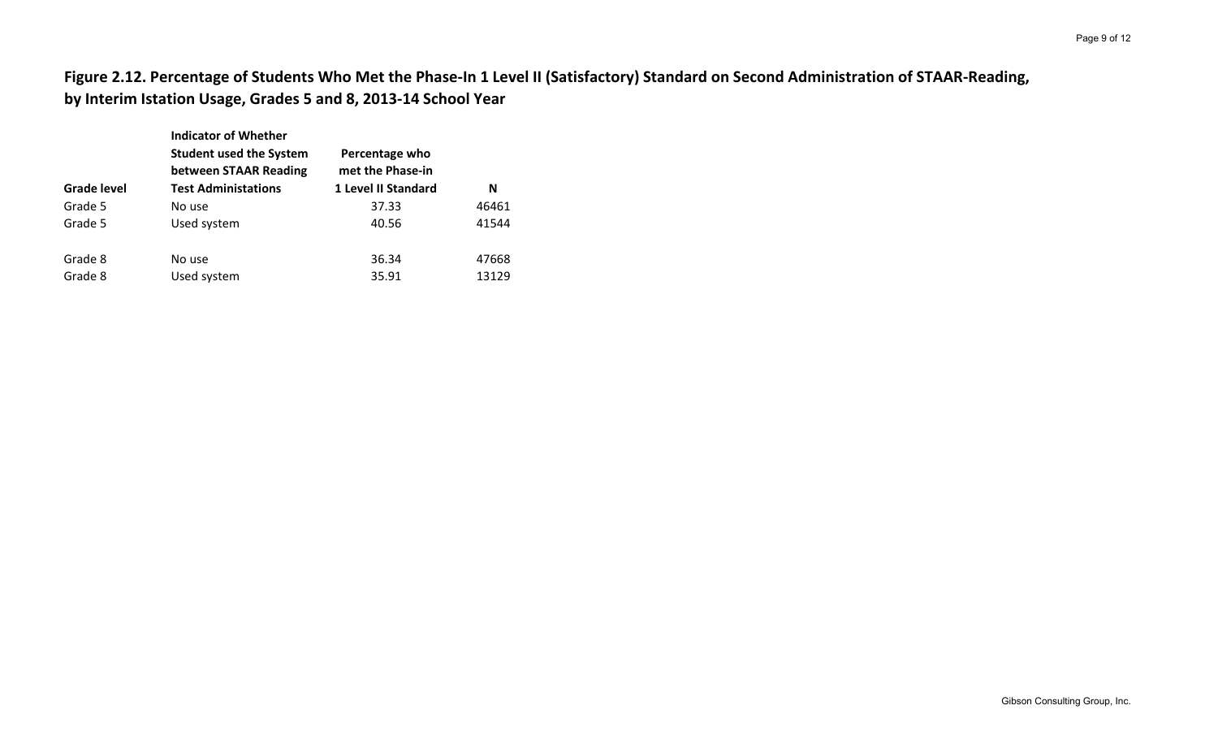**Figure 2.12. Percentage of Students Who Met the Phase-In 1 Level II (Satisfactory) Standard on Second Administration of STAAR-Reading, by Interim Istation Usage, Grades 5 and 8, 2013-14 School Year**

| Grade level | Indicator of Whether Student used the System between STAAR Reading Test Administations | Percentage who met the Phase-in 1 Level II Standard | N |
|---|---|---|---|
| Grade 5 | No use | 37.33 | 46461 |
| Grade 5 | Used system | 40.56 | 41544 |
| Grade 8 | No use | 36.34 | 47668 |
| Grade 8 | Used system | 35.91 | 13129 |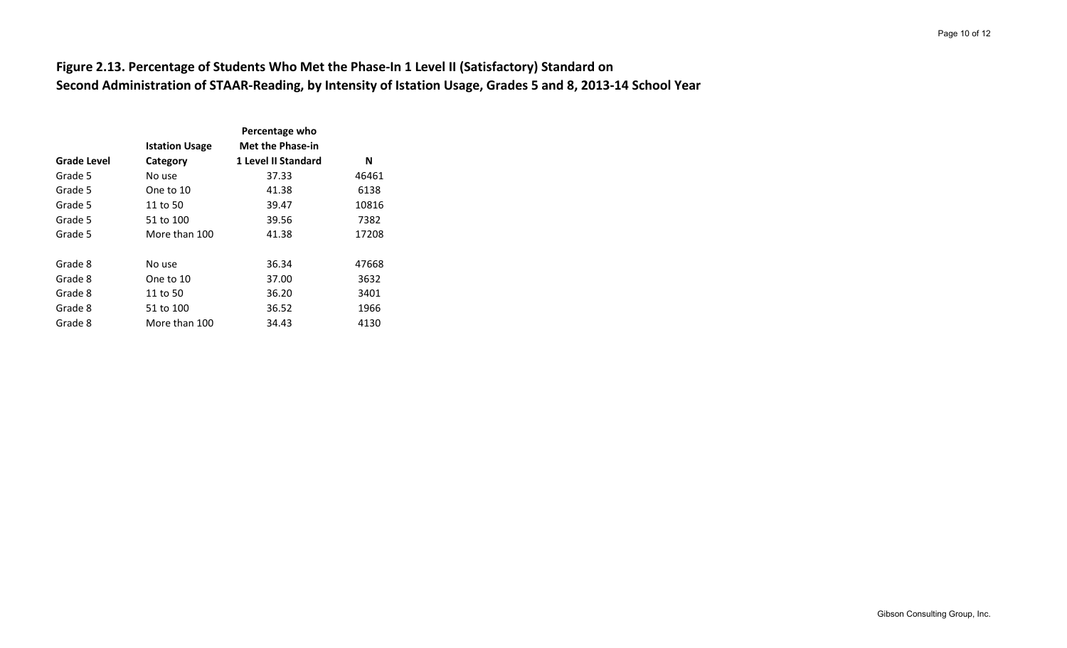**Figure 2.13. Percentage of Students Who Met the Phase-In 1 Level II (Satisfactory) Standard on Second Administration of STAAR-Reading, by Intensity of Istation Usage, Grades 5 and 8, 2013-14 School Year**

| Grade Level | Istation Usage Category | Percentage who Met the Phase-in 1 Level II Standard | N |
|---|---|---|---|
| Grade 5 | No use | 37.33 | 46461 |
| Grade 5 | One to 10 | 41.38 | 6138 |
| Grade 5 | 11 to 50 | 39.47 | 10816 |
| Grade 5 | 51 to 100 | 39.56 | 7382 |
| Grade 5 | More than 100 | 41.38 | 17208 |
| Grade 8 | No use | 36.34 | 47668 |
| Grade 8 | One to 10 | 37.00 | 3632 |
| Grade 8 | 11 to 50 | 36.20 | 3401 |
| Grade 8 | 51 to 100 | 36.52 | 1966 |
| Grade 8 | More than 100 | 34.43 | 4130 |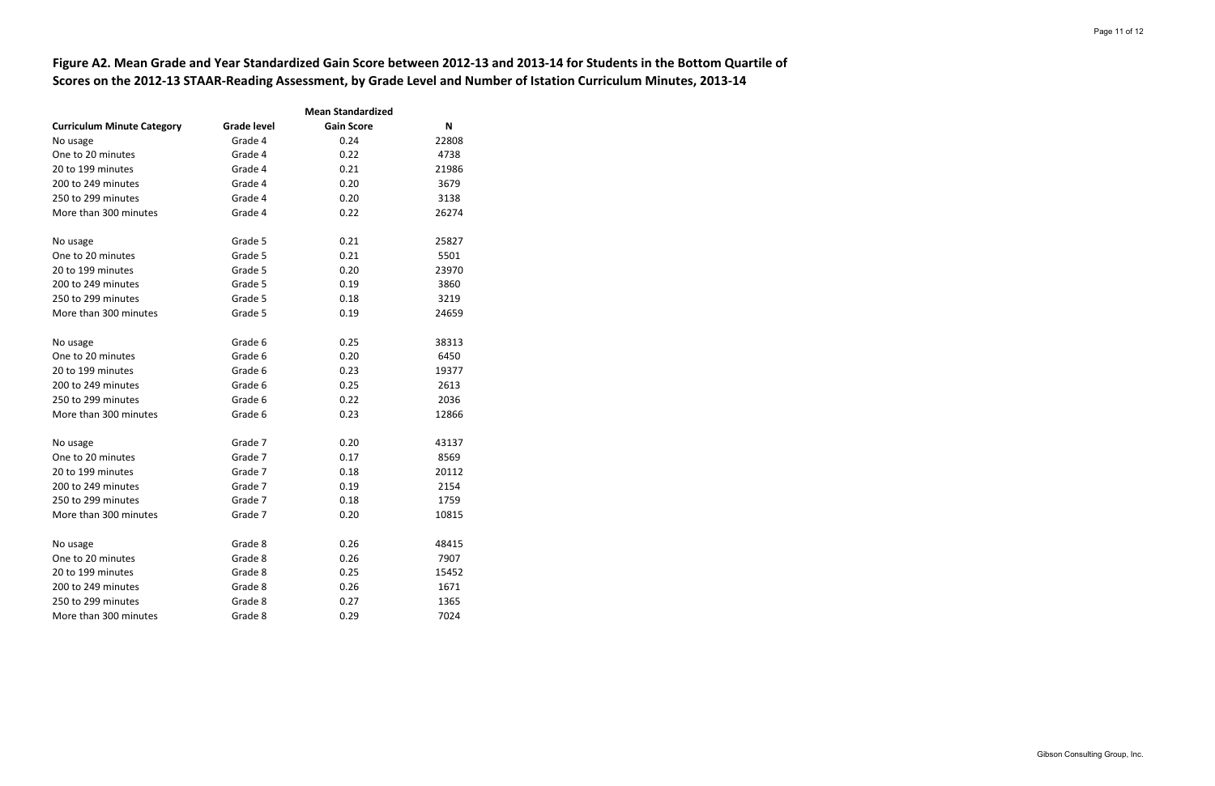**Figure A2. Mean Grade and Year Standardized Gain Score between 2012-13 and 2013-14 for Students in the Bottom Quartile of Scores on the 2012-13 STAAR-Reading Assessment, by Grade Level and Number of Istation Curriculum Minutes, 2013-14**

| Curriculum Minute Category | Grade level | Mean Standardized Gain Score | N |
|---|---|---|---|
| No usage | Grade 4 | 0.24 | 22808 |
| One to 20 minutes | Grade 4 | 0.22 | 4738 |
| 20 to 199 minutes | Grade 4 | 0.21 | 21986 |
| 200 to 249 minutes | Grade 4 | 0.20 | 3679 |
| 250 to 299 minutes | Grade 4 | 0.20 | 3138 |
| More than 300 minutes | Grade 4 | 0.22 | 26274 |
| No usage | Grade 5 | 0.21 | 25827 |
| One to 20 minutes | Grade 5 | 0.21 | 5501 |
| 20 to 199 minutes | Grade 5 | 0.20 | 23970 |
| 200 to 249 minutes | Grade 5 | 0.19 | 3860 |
| 250 to 299 minutes | Grade 5 | 0.18 | 3219 |
| More than 300 minutes | Grade 5 | 0.19 | 24659 |
| No usage | Grade 6 | 0.25 | 38313 |
| One to 20 minutes | Grade 6 | 0.20 | 6450 |
| 20 to 199 minutes | Grade 6 | 0.23 | 19377 |
| 200 to 249 minutes | Grade 6 | 0.25 | 2613 |
| 250 to 299 minutes | Grade 6 | 0.22 | 2036 |
| More than 300 minutes | Grade 6 | 0.23 | 12866 |
| No usage | Grade 7 | 0.20 | 43137 |
| One to 20 minutes | Grade 7 | 0.17 | 8569 |
| 20 to 199 minutes | Grade 7 | 0.18 | 20112 |
| 200 to 249 minutes | Grade 7 | 0.19 | 2154 |
| 250 to 299 minutes | Grade 7 | 0.18 | 1759 |
| More than 300 minutes | Grade 7 | 0.20 | 10815 |
| No usage | Grade 8 | 0.26 | 48415 |
| One to 20 minutes | Grade 8 | 0.26 | 7907 |
| 20 to 199 minutes | Grade 8 | 0.25 | 15452 |
| 200 to 249 minutes | Grade 8 | 0.26 | 1671 |
| 250 to 299 minutes | Grade 8 | 0.27 | 1365 |
| More than 300 minutes | Grade 8 | 0.29 | 7024 |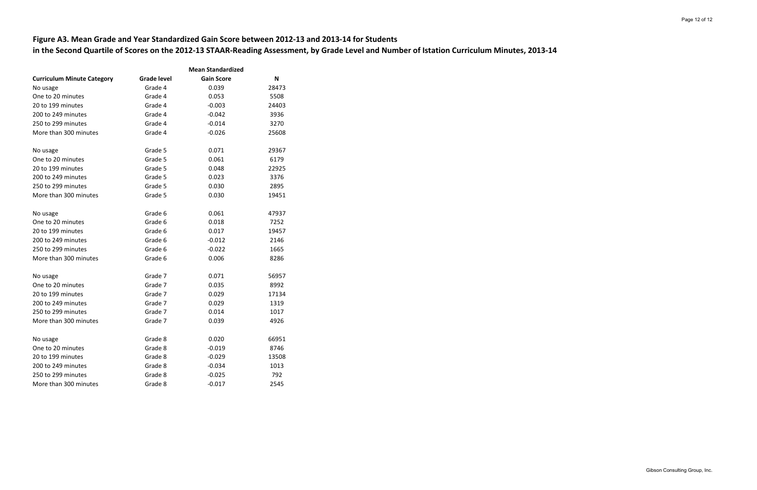## Figure A3. Mean Grade and Year Standardized Gain Score between 2012-13 and 2013-14 for Students in the Second Quartile of Scores on the 2012-13 STAAR-Reading Assessment, by Grade Level and Number of Istation Curriculum Minutes, 2013-14

| Curriculum Minute Category | Grade level | Mean Standardized Gain Score | N |
|---|---|---|---|
| No usage | Grade 4 | 0.039 | 28473 |
| One to 20 minutes | Grade 4 | 0.053 | 5508 |
| 20 to 199 minutes | Grade 4 | -0.003 | 24403 |
| 200 to 249 minutes | Grade 4 | -0.042 | 3936 |
| 250 to 299 minutes | Grade 4 | -0.014 | 3270 |
| More than 300 minutes | Grade 4 | -0.026 | 25608 |
| | | | |
| No usage | Grade 5 | 0.071 | 29367 |
| One to 20 minutes | Grade 5 | 0.061 | 6179 |
| 20 to 199 minutes | Grade 5 | 0.048 | 22925 |
| 200 to 249 minutes | Grade 5 | 0.023 | 3376 |
| 250 to 299 minutes | Grade 5 | 0.030 | 2895 |
| More than 300 minutes | Grade 5 | 0.030 | 19451 |
| | | | |
| No usage | Grade 6 | 0.061 | 47937 |
| One to 20 minutes | Grade 6 | 0.018 | 7252 |
| 20 to 199 minutes | Grade 6 | 0.017 | 19457 |
| 200 to 249 minutes | Grade 6 | -0.012 | 2146 |
| 250 to 299 minutes | Grade 6 | -0.022 | 1665 |
| More than 300 minutes | Grade 6 | 0.006 | 8286 |
| | | | |
| No usage | Grade 7 | 0.071 | 56957 |
| One to 20 minutes | Grade 7 | 0.035 | 8992 |
| 20 to 199 minutes | Grade 7 | 0.029 | 17134 |
| 200 to 249 minutes | Grade 7 | 0.029 | 1319 |
| 250 to 299 minutes | Grade 7 | 0.014 | 1017 |
| More than 300 minutes | Grade 7 | 0.039 | 4926 |
| | | | |
| No usage | Grade 8 | 0.020 | 66951 |
| One to 20 minutes | Grade 8 | -0.019 | 8746 |
| 20 to 199 minutes | Grade 8 | -0.029 | 13508 |
| 200 to 249 minutes | Grade 8 | -0.034 | 1013 |
| 250 to 299 minutes | Grade 8 | -0.025 | 792 |
| More than 300 minutes | Grade 8 | -0.017 | 2545 |